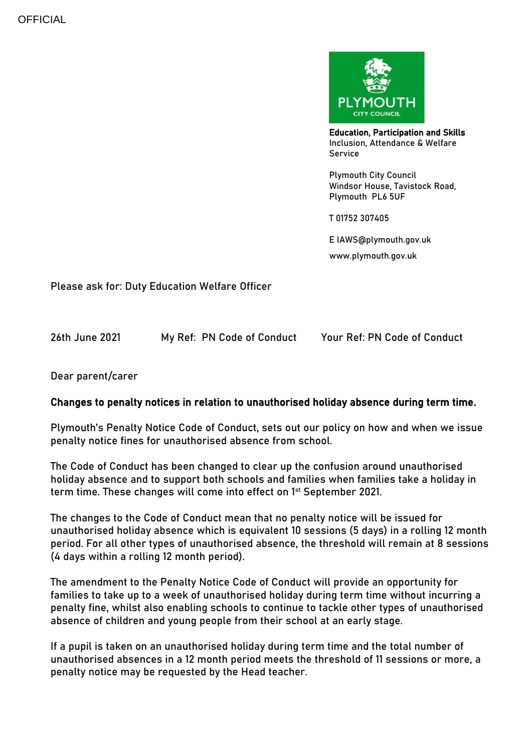OFFICIAL

**Education, Participation and Skills**
Inclusion, Attendance & Welfare Service

Plymouth City Council
Windsor House, Tavistock Road,
Plymouth PL6 5UF

T 01752 307405

E IAWS@plymouth.gov.uk

www.plymouth.gov.uk

Please ask for: Duty Education Welfare Officer

26th June 2021 My Ref: PN Code of Conduct Your Ref: PN Code of Conduct

Dear parent/carer

**Changes to penalty notices in relation to unauthorised holiday absence during term time.**

Plymouth's Penalty Notice Code of Conduct, sets out our policy on how and when we issue penalty notice fines for unauthorised absence from school.

The Code of Conduct has been changed to clear up the confusion around unauthorised holiday absence and to support both schools and families when families take a holiday in term time. These changes will come into effect on 1st September 2021.

The changes to the Code of Conduct mean that no penalty notice will be issued for unauthorised holiday absence which is equivalent 10 sessions (5 days) in a rolling 12 month period. For all other types of unauthorised absence, the threshold will remain at 8 sessions (4 days within a rolling 12 month period).

The amendment to the Penalty Notice Code of Conduct will provide an opportunity for families to take up to a week of unauthorised holiday during term time without incurring a penalty fine, whilst also enabling schools to continue to tackle other types of unauthorised absence of children and young people from their school at an early stage.

If a pupil is taken on an unauthorised holiday during term time and the total number of unauthorised absences in a 12 month period meets the threshold of 11 sessions or more, a penalty notice may be requested by the Head teacher.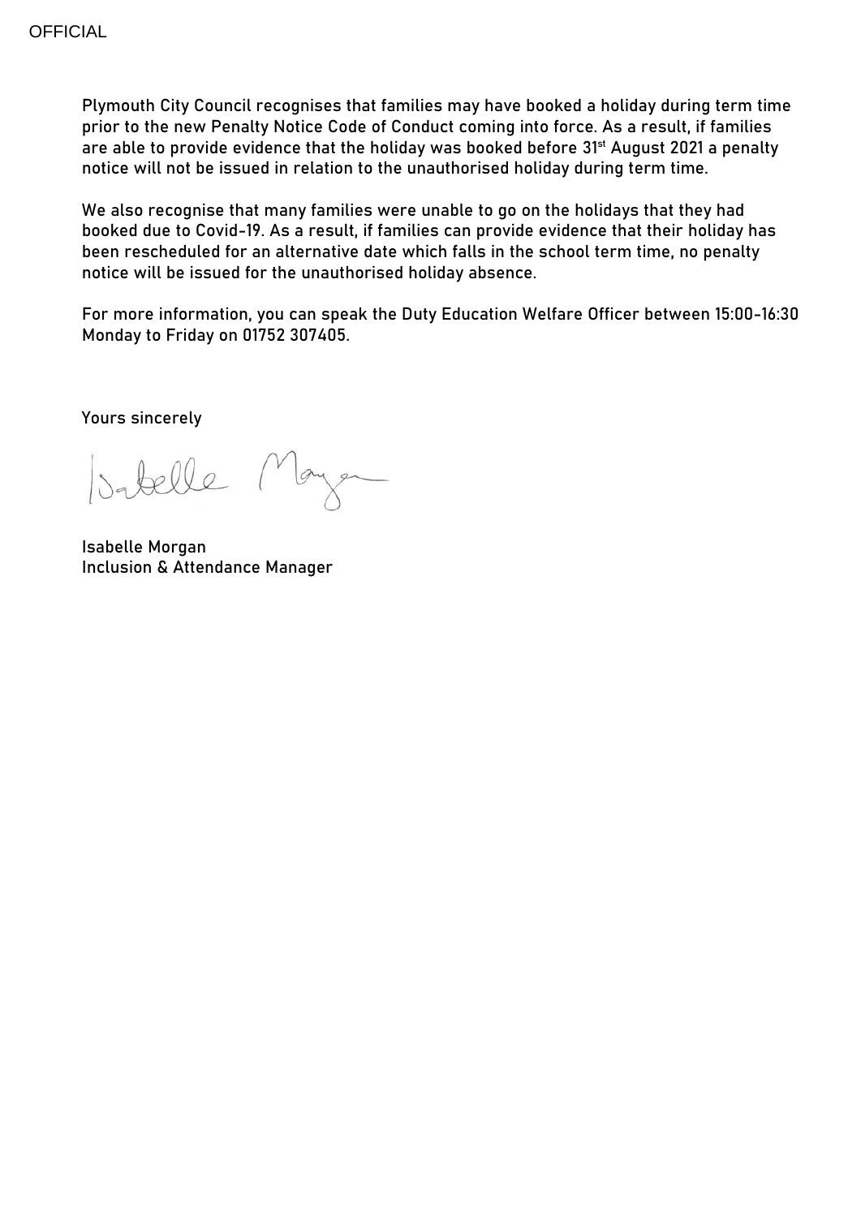OFFICIAL

Plymouth City Council recognises that families may have booked a holiday during term time prior to the new Penalty Notice Code of Conduct coming into force. As a result, if families are able to provide evidence that the holiday was booked before 31st August 2021 a penalty notice will not be issued in relation to the unauthorised holiday during term time.

We also recognise that many families were unable to go on the holidays that they had booked due to Covid-19. As a result, if families can provide evidence that their holiday has been rescheduled for an alternative date which falls in the school term time, no penalty notice will be issued for the unauthorised holiday absence.

For more information, you can speak the Duty Education Welfare Officer between 15:00-16:30 Monday to Friday on 01752 307405.

Yours sincerely

Isabelle Morgan
Inclusion & Attendance Manager